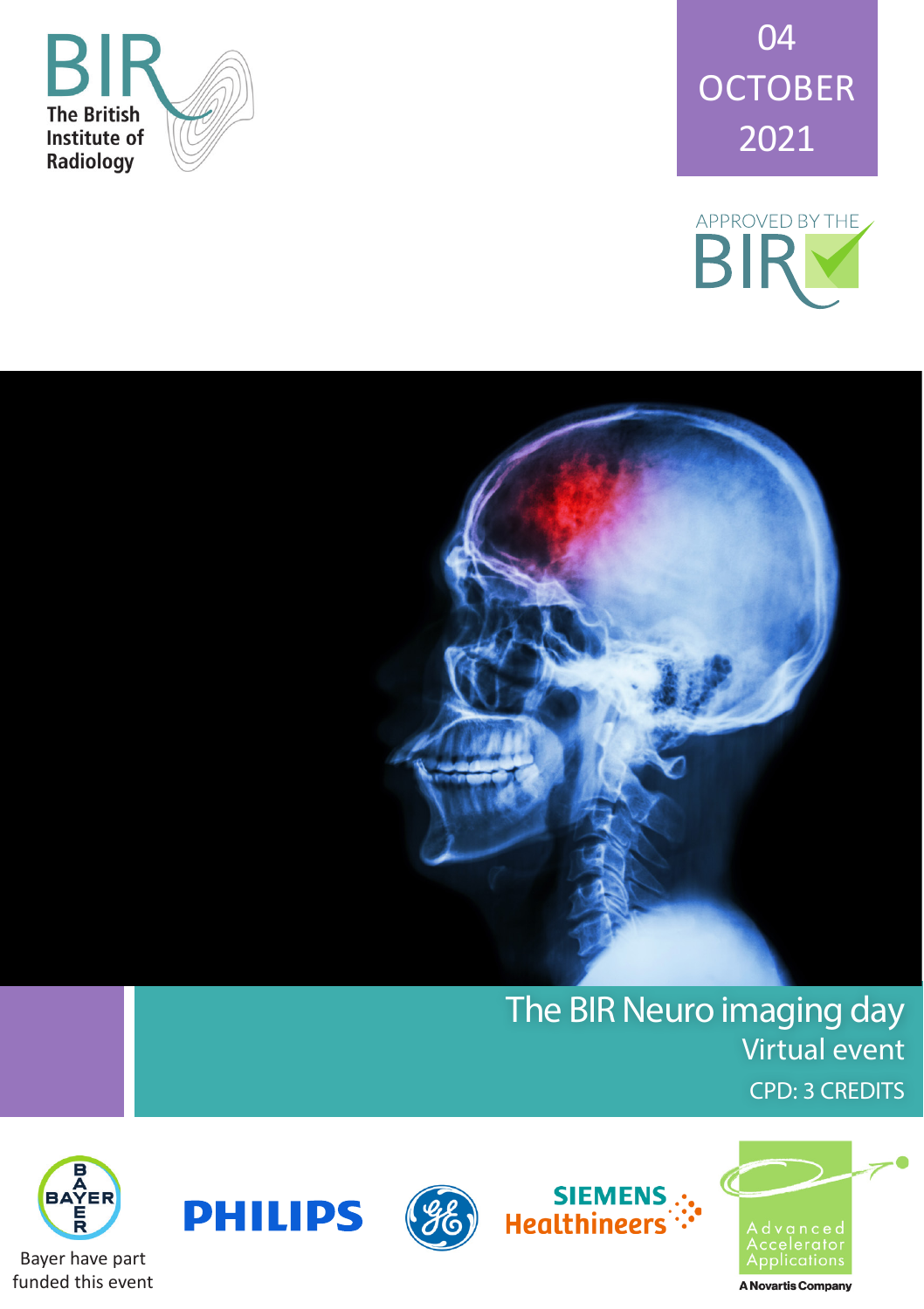BIR

The British Institute of Radiology

04 OCTOBER 2021

APPROVED BY THE BIR

# The BIR Neuro imaging day

## Virtual event

CPD: 3 CREDITS

Bayer have part funded this event

PHILIPS

SIEMENS Healthineers

Advanced Accelerator Applications

A Novartis Company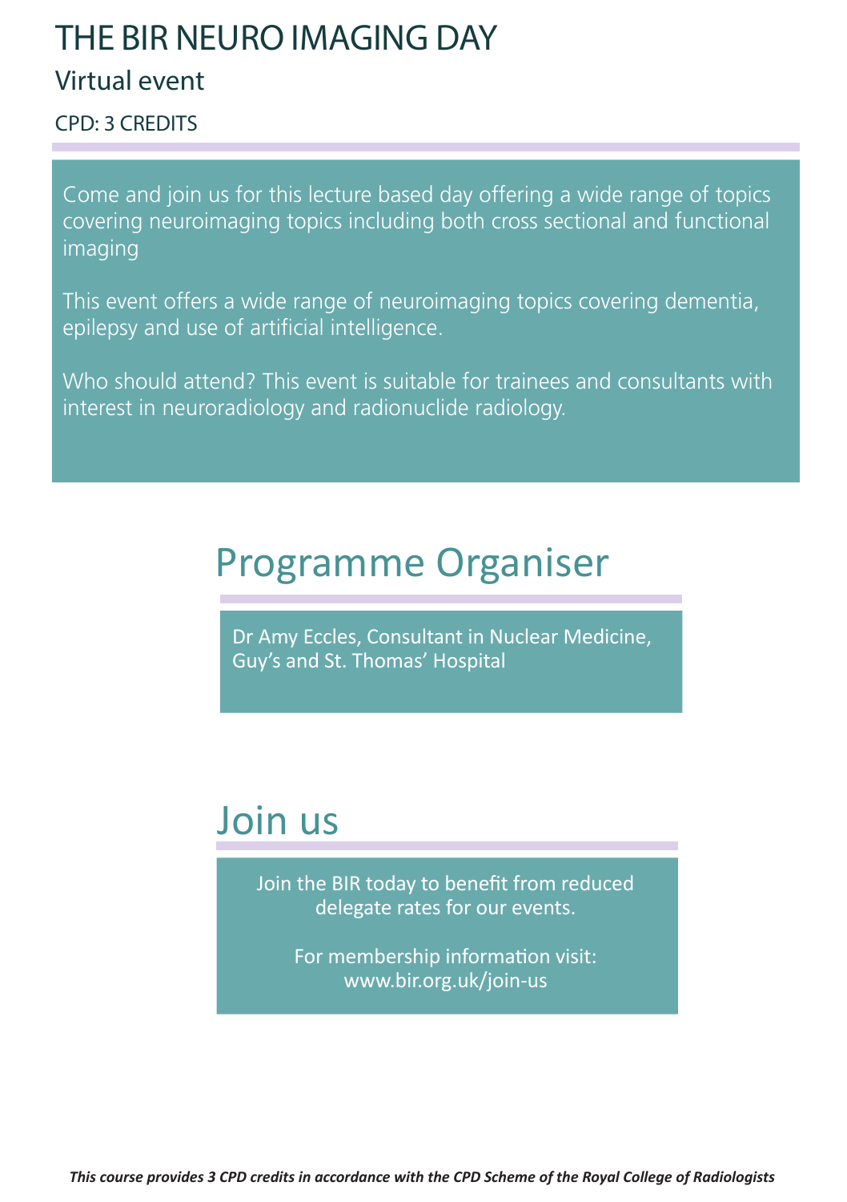# THE BIR NEURO IMAGING DAY

## Virtual event

CPD: 3 CREDITS

Come and join us for this lecture based day offering a wide range of topics covering neuroimaging topics including both cross sectional and functional imaging

This event offers a wide range of neuroimaging topics covering dementia, epilepsy and use of artificial intelligence.

Who should attend? This event is suitable for trainees and consultants with interest in neuroradiology and radionuclide radiology.

## Programme Organiser

Dr Amy Eccles, Consultant in Nuclear Medicine, Guy's and St. Thomas' Hospital

## Join us

Join the BIR today to benefit from reduced delegate rates for our events.

For membership information visit: www.bir.org.uk/join-us

***This course provides 3 CPD credits in accordance with the CPD Scheme of the Royal College of Radiologists***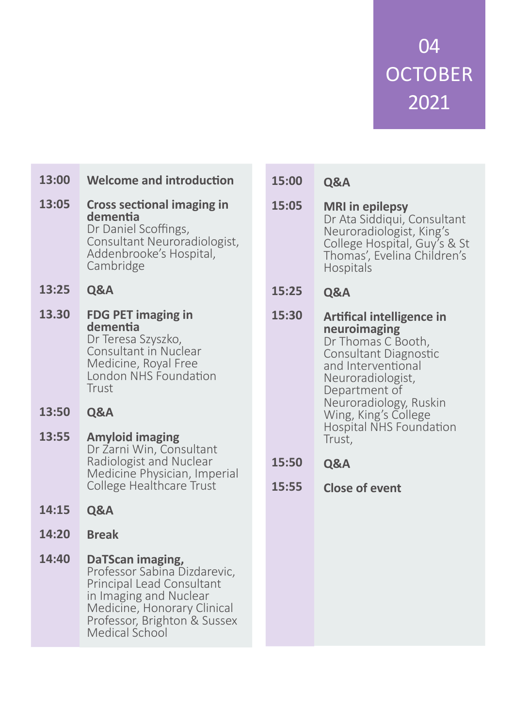# 04 OCTOBER 2021

| Time | Session |
|---|---|
| 13:00 | **Welcome and introduction** |
| 13:05 | **Cross sectional imaging in dementia** Dr Daniel Scoffings, Consultant Neuroradiologist, Addenbrooke's Hospital, Cambridge |
| 13:25 | **Q&A** |
| 13.30 | **FDG PET imaging in dementia** Dr Teresa Szyszko, Consultant in Nuclear Medicine, Royal Free London NHS Foundation Trust |
| 13:50 | **Q&A** |
| 13:55 | **Amyloid imaging** Dr Zarni Win, Consultant Radiologist and Nuclear Medicine Physician, Imperial College Healthcare Trust |
| 14:15 | **Q&A** |
| 14:20 | **Break** |
| 14:40 | **DaTScan imaging,** Professor Sabina Dizdarevic, Principal Lead Consultant in Imaging and Nuclear Medicine, Honorary Clinical Professor, Brighton & Sussex Medical School |
| 15:00 | **Q&A** |
| 15:05 | **MRI in epilepsy** Dr Ata Siddiqui, Consultant Neuroradiologist, King's College Hospital, Guy's & St Thomas', Evelina Children's Hospitals |
| 15:25 | **Q&A** |
| 15:30 | **Artifical intelligence in neuroimaging** Dr Thomas C Booth, Consultant Diagnostic and Interventional Neuroradiologist, Department of Neuroradiology, Ruskin Wing, King's College Hospital NHS Foundation Trust, |
| 15:50 | **Q&A** |
| 15:55 | **Close of event** |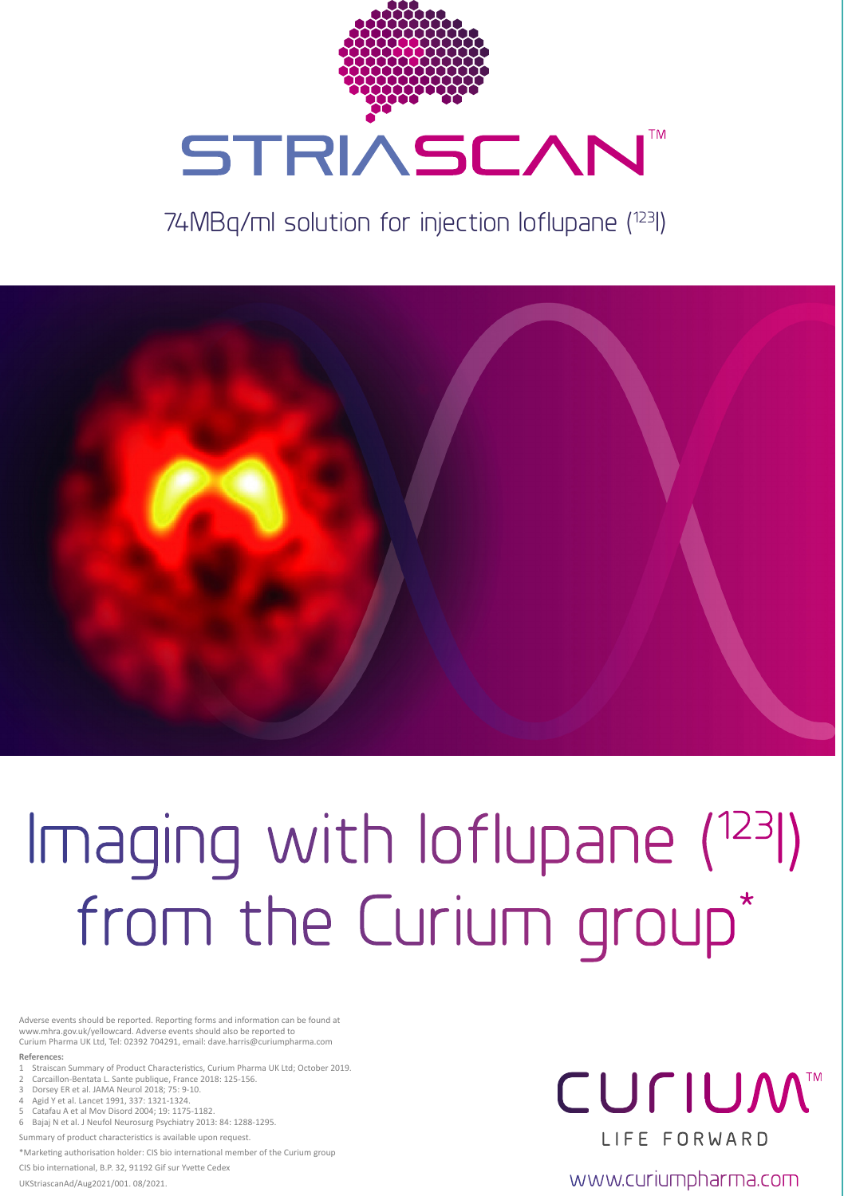# STRIASCAN™

74MBq/ml solution for injection Ioflupane ($^{123}I$)

# Imaging with Ioflupane ($^{123}I$) from the Curium group*

Adverse events should be reported. Reporting forms and information can be found at www.mhra.gov.uk/yellowcard. Adverse events should also be reported to Curium Pharma UK Ltd, Tel: 02392 704291, email: dave.harris@curiumpharma.com

**References:**

1. Straiscan Summary of Product Characteristics, Curium Pharma UK Ltd; October 2019.
2. Carcaillon-Bentata L. Sante publique, France 2018: 125-156.
3. Dorsey ER et al. JAMA Neurol 2018; 75: 9-10.
4. Agid Y et al. Lancet 1991, 337: 1321-1324.
5. Catafau A et al Mov Disord 2004; 19: 1175-1182.
6. Bajaj N et al. J Neufol Neurosurg Psychiatry 2013: 84: 1288-1295.

Summary of product characteristics is available upon request.

*Marketing authorisation holder: CIS bio international member of the Curium group

CIS bio international, B.P. 32, 91192 Gif sur Yvette Cedex

UKStriascanAd/Aug2021/001. 08/2021.

CURIUM™

LIFE FORWARD

www.curiumpharma.com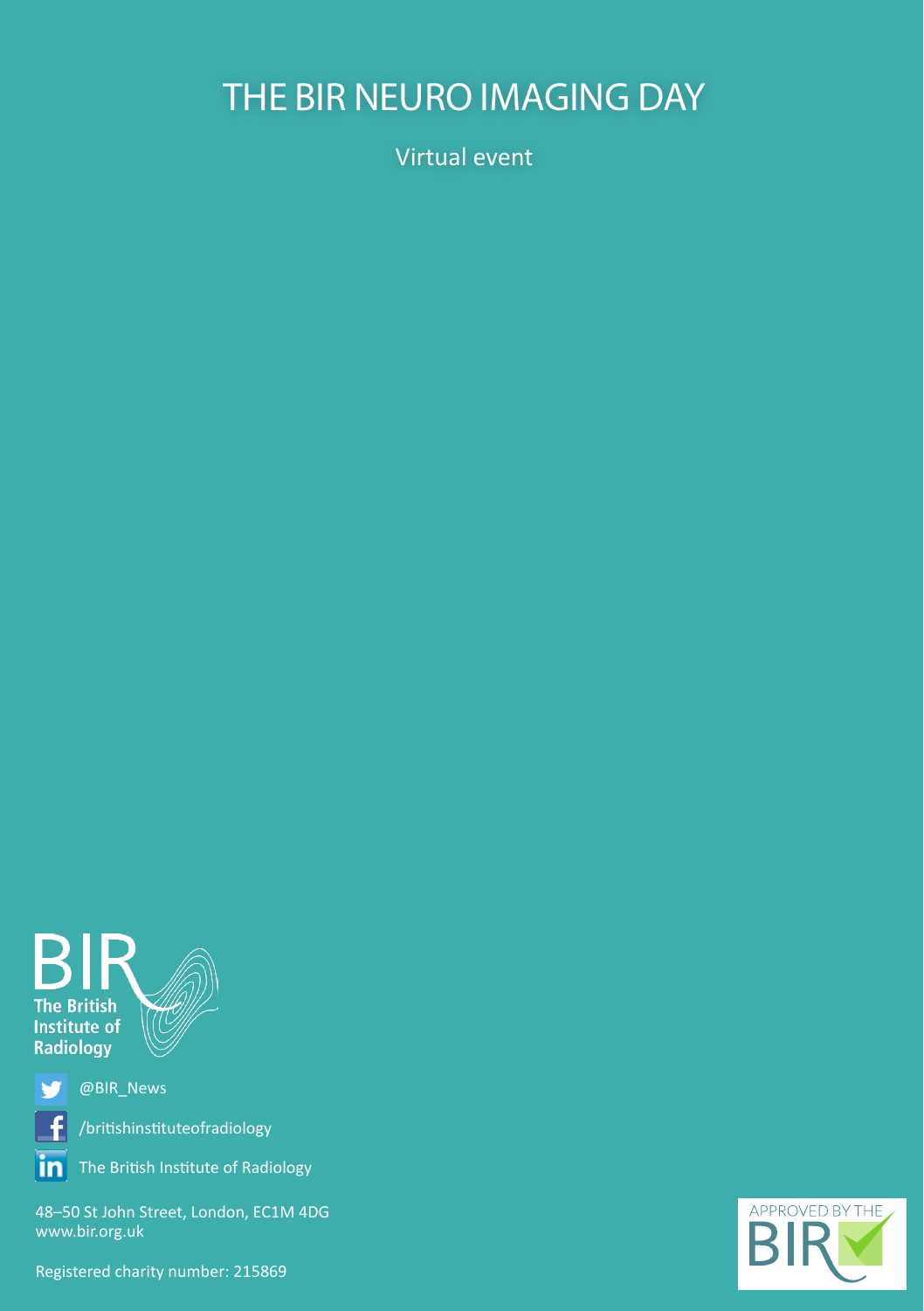# THE BIR NEURO IMAGING DAY

Virtual event

BIR
The British Institute of Radiology

@BIR_News

/britishinstituteofradiology

The British Institute of Radiology

48–50 St John Street, London, EC1M 4DG
www.bir.org.uk

Registered charity number: 215869

APPROVED BY THE BIR